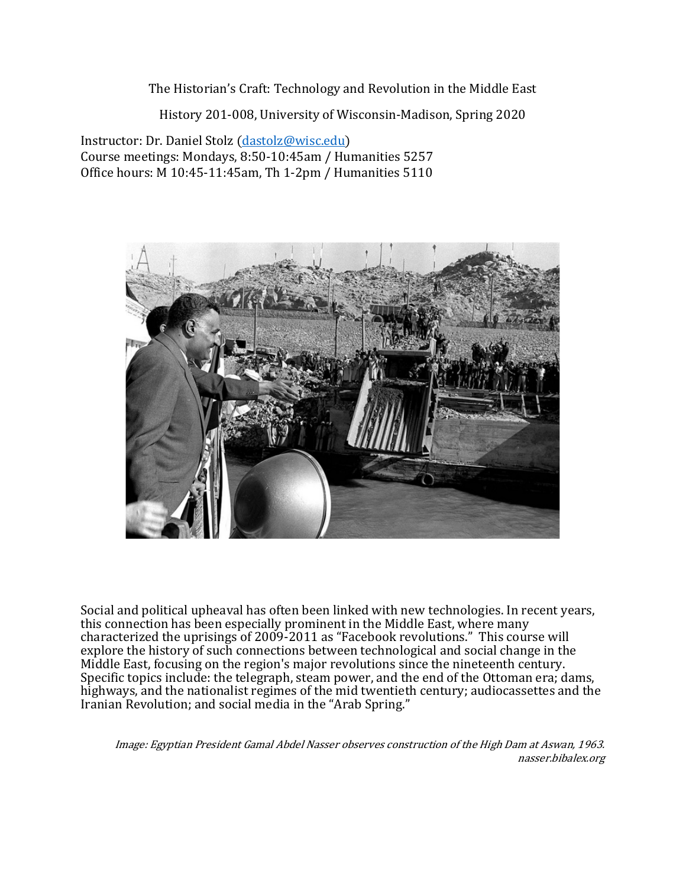# The Historian's Craft: Technology and Revolution in the Middle East

History 201-008, University of Wisconsin-Madison, Spring 2020

Instructor: Dr. Daniel Stolz (dastolz@wisc.edu)
Course meetings: Mondays, 8:50-10:45am / Humanities 5257
Office hours: M 10:45-11:45am, Th 1-2pm / Humanities 5110

Social and political upheaval has often been linked with new technologies. In recent years, this connection has been especially prominent in the Middle East, where many characterized the uprisings of 2009-2011 as "Facebook revolutions." This course will explore the history of such connections between technological and social change in the Middle East, focusing on the region's major revolutions since the nineteenth century. Specific topics include: the telegraph, steam power, and the end of the Ottoman era; dams, highways, and the nationalist regimes of the mid twentieth century; audiocassettes and the Iranian Revolution; and social media in the "Arab Spring."

*Image: Egyptian President Gamal Abdel Nasser observes construction of the High Dam at Aswan, 1963. nasser.bibalex.org*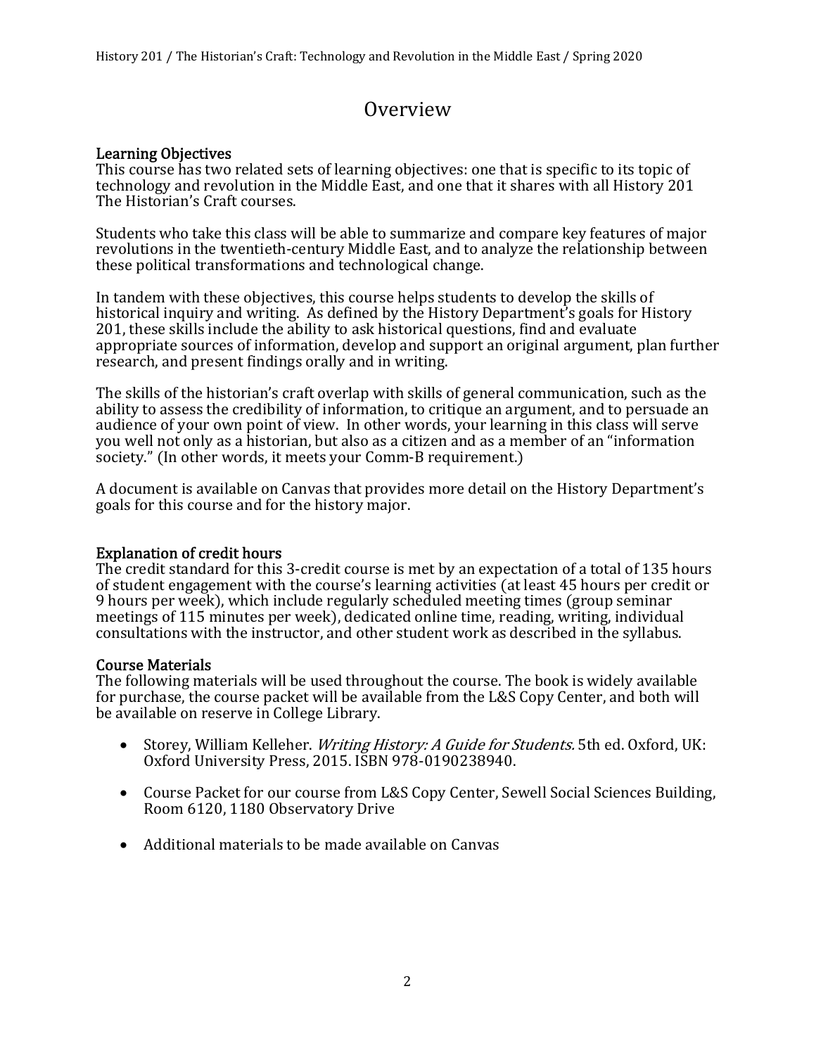# Overview

## Learning Objectives

This course has two related sets of learning objectives: one that is specific to its topic of technology and revolution in the Middle East, and one that it shares with all History 201 The Historian's Craft courses.

Students who take this class will be able to summarize and compare key features of major revolutions in the twentieth-century Middle East, and to analyze the relationship between these political transformations and technological change.

In tandem with these objectives, this course helps students to develop the skills of historical inquiry and writing. As defined by the History Department's goals for History 201, these skills include the ability to ask historical questions, find and evaluate appropriate sources of information, develop and support an original argument, plan further research, and present findings orally and in writing.

The skills of the historian's craft overlap with skills of general communication, such as the ability to assess the credibility of information, to critique an argument, and to persuade an audience of your own point of view. In other words, your learning in this class will serve you well not only as a historian, but also as a citizen and as a member of an "information society." (In other words, it meets your Comm-B requirement.)

A document is available on Canvas that provides more detail on the History Department's goals for this course and for the history major.

## Explanation of credit hours

The credit standard for this 3-credit course is met by an expectation of a total of 135 hours of student engagement with the course's learning activities (at least 45 hours per credit or 9 hours per week), which include regularly scheduled meeting times (group seminar meetings of 115 minutes per week), dedicated online time, reading, writing, individual consultations with the instructor, and other student work as described in the syllabus.

## Course Materials

The following materials will be used throughout the course. The book is widely available for purchase, the course packet will be available from the L&S Copy Center, and both will be available on reserve in College Library.

- Storey, William Kelleher. *Writing History: A Guide for Students.* 5th ed. Oxford, UK: Oxford University Press, 2015. ISBN 978-0190238940.
- Course Packet for our course from L&S Copy Center, Sewell Social Sciences Building, Room 6120, 1180 Observatory Drive
- Additional materials to be made available on Canvas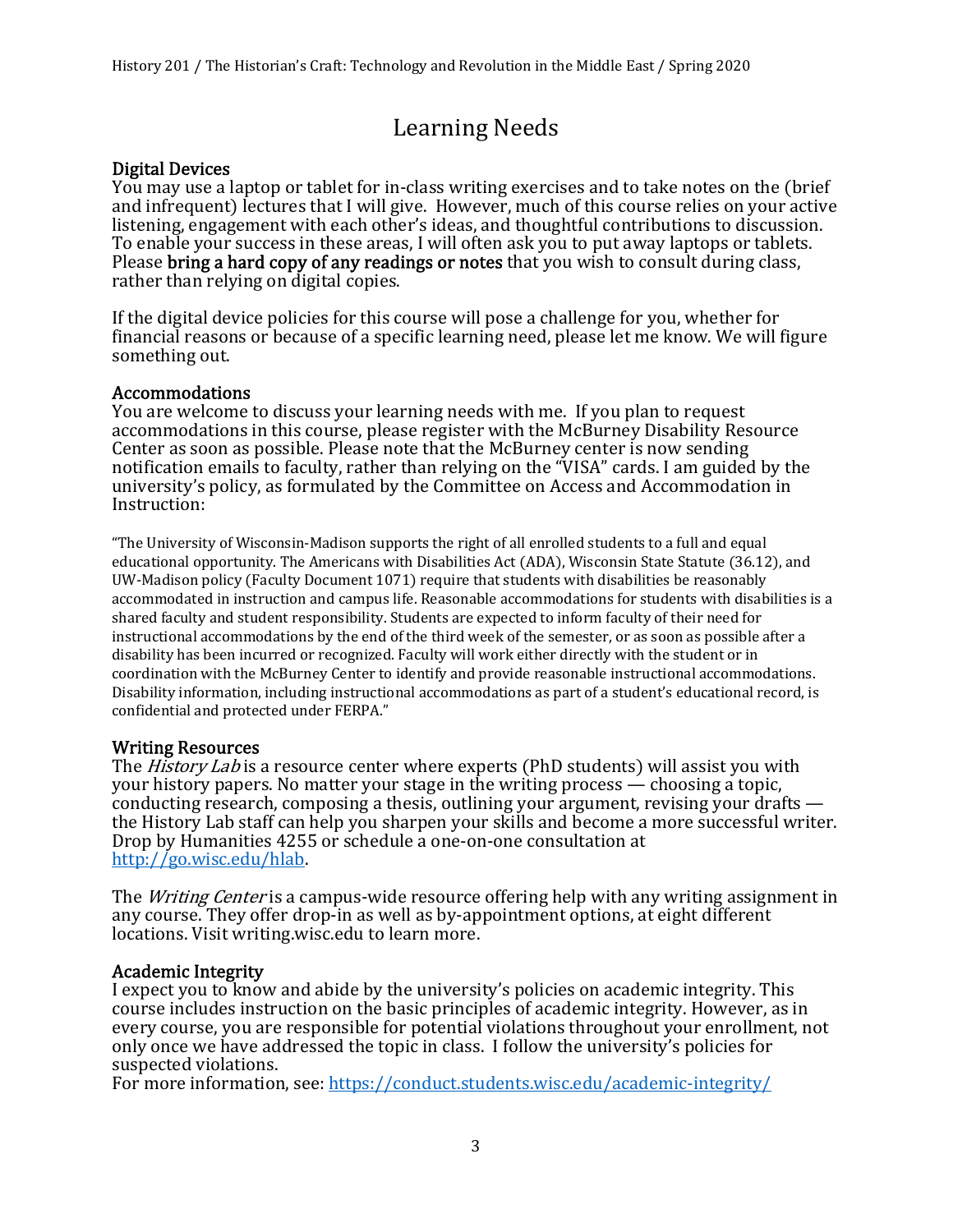# Learning Needs

## Digital Devices

You may use a laptop or tablet for in-class writing exercises and to take notes on the (brief and infrequent) lectures that I will give. However, much of this course relies on your active listening, engagement with each other's ideas, and thoughtful contributions to discussion. To enable your success in these areas, I will often ask you to put away laptops or tablets. Please **bring a hard copy of any readings or notes** that you wish to consult during class, rather than relying on digital copies.

If the digital device policies for this course will pose a challenge for you, whether for financial reasons or because of a specific learning need, please let me know. We will figure something out.

## Accommodations

You are welcome to discuss your learning needs with me. If you plan to request accommodations in this course, please register with the McBurney Disability Resource Center as soon as possible. Please note that the McBurney center is now sending notification emails to faculty, rather than relying on the "VISA" cards. I am guided by the university's policy, as formulated by the Committee on Access and Accommodation in Instruction:

"The University of Wisconsin-Madison supports the right of all enrolled students to a full and equal educational opportunity. The Americans with Disabilities Act (ADA), Wisconsin State Statute (36.12), and UW-Madison policy (Faculty Document 1071) require that students with disabilities be reasonably accommodated in instruction and campus life. Reasonable accommodations for students with disabilities is a shared faculty and student responsibility. Students are expected to inform faculty of their need for instructional accommodations by the end of the third week of the semester, or as soon as possible after a disability has been incurred or recognized. Faculty will work either directly with the student or in coordination with the McBurney Center to identify and provide reasonable instructional accommodations. Disability information, including instructional accommodations as part of a student's educational record, is confidential and protected under FERPA."

## Writing Resources

The *History Lab* is a resource center where experts (PhD students) will assist you with your history papers. No matter your stage in the writing process — choosing a topic, conducting research, composing a thesis, outlining your argument, revising your drafts — the History Lab staff can help you sharpen your skills and become a more successful writer. Drop by Humanities 4255 or schedule a one-on-one consultation at http://go.wisc.edu/hlab.

The *Writing Center* is a campus-wide resource offering help with any writing assignment in any course. They offer drop-in as well as by-appointment options, at eight different locations. Visit writing.wisc.edu to learn more.

## Academic Integrity

I expect you to know and abide by the university's policies on academic integrity. This course includes instruction on the basic principles of academic integrity. However, as in every course, you are responsible for potential violations throughout your enrollment, not only once we have addressed the topic in class. I follow the university's policies for suspected violations.
For more information, see: https://conduct.students.wisc.edu/academic-integrity/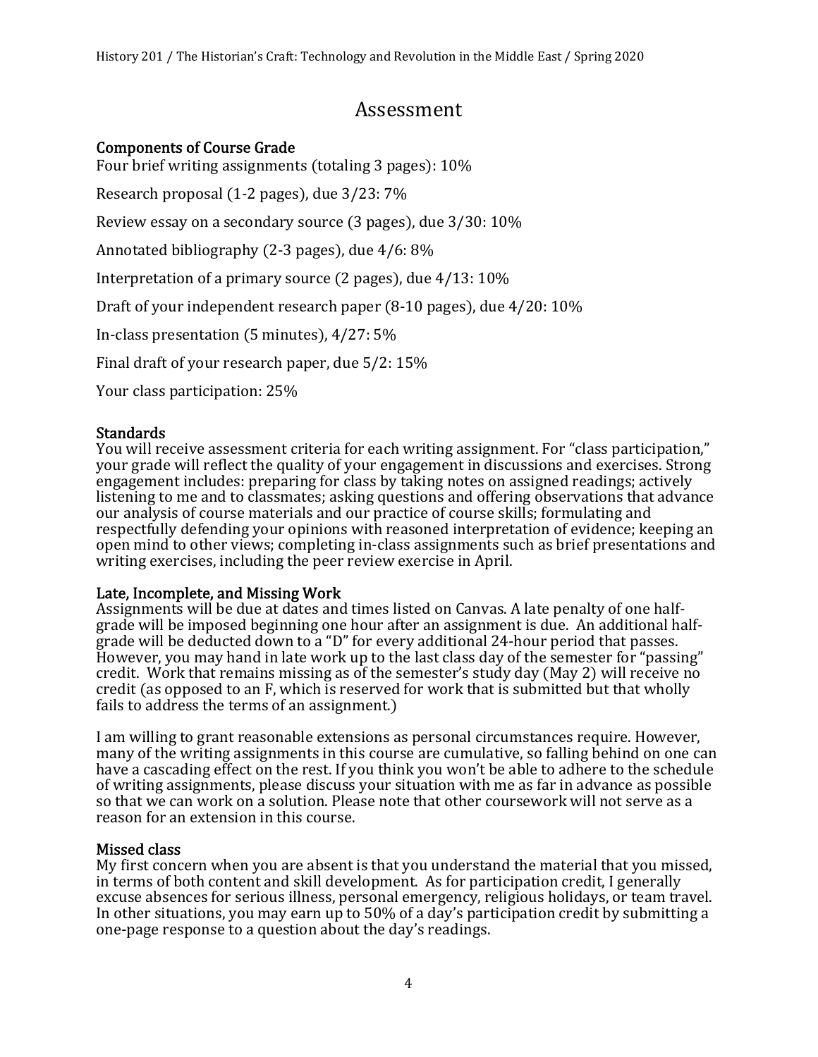# Assessment

## Components of Course Grade

Four brief writing assignments (totaling 3 pages): 10%

Research proposal (1-2 pages), due 3/23: 7%

Review essay on a secondary source (3 pages), due 3/30: 10%

Annotated bibliography (2-3 pages), due 4/6: 8%

Interpretation of a primary source (2 pages), due 4/13: 10%

Draft of your independent research paper (8-10 pages), due 4/20: 10%

In-class presentation (5 minutes), 4/27: 5%

Final draft of your research paper, due 5/2: 15%

Your class participation: 25%

## Standards

You will receive assessment criteria for each writing assignment. For "class participation," your grade will reflect the quality of your engagement in discussions and exercises. Strong engagement includes: preparing for class by taking notes on assigned readings; actively listening to me and to classmates; asking questions and offering observations that advance our analysis of course materials and our practice of course skills; formulating and respectfully defending your opinions with reasoned interpretation of evidence; keeping an open mind to other views; completing in-class assignments such as brief presentations and writing exercises, including the peer review exercise in April.

## Late, Incomplete, and Missing Work

Assignments will be due at dates and times listed on Canvas. A late penalty of one half-grade will be imposed beginning one hour after an assignment is due. An additional half-grade will be deducted down to a "D" for every additional 24-hour period that passes. However, you may hand in late work up to the last class day of the semester for "passing" credit. Work that remains missing as of the semester's study day (May 2) will receive no credit (as opposed to an F, which is reserved for work that is submitted but that wholly fails to address the terms of an assignment.)

I am willing to grant reasonable extensions as personal circumstances require. However, many of the writing assignments in this course are cumulative, so falling behind on one can have a cascading effect on the rest. If you think you won't be able to adhere to the schedule of writing assignments, please discuss your situation with me as far in advance as possible so that we can work on a solution. Please note that other coursework will not serve as a reason for an extension in this course.

## Missed class

My first concern when you are absent is that you understand the material that you missed, in terms of both content and skill development. As for participation credit, I generally excuse absences for serious illness, personal emergency, religious holidays, or team travel. In other situations, you may earn up to 50% of a day's participation credit by submitting a one-page response to a question about the day's readings.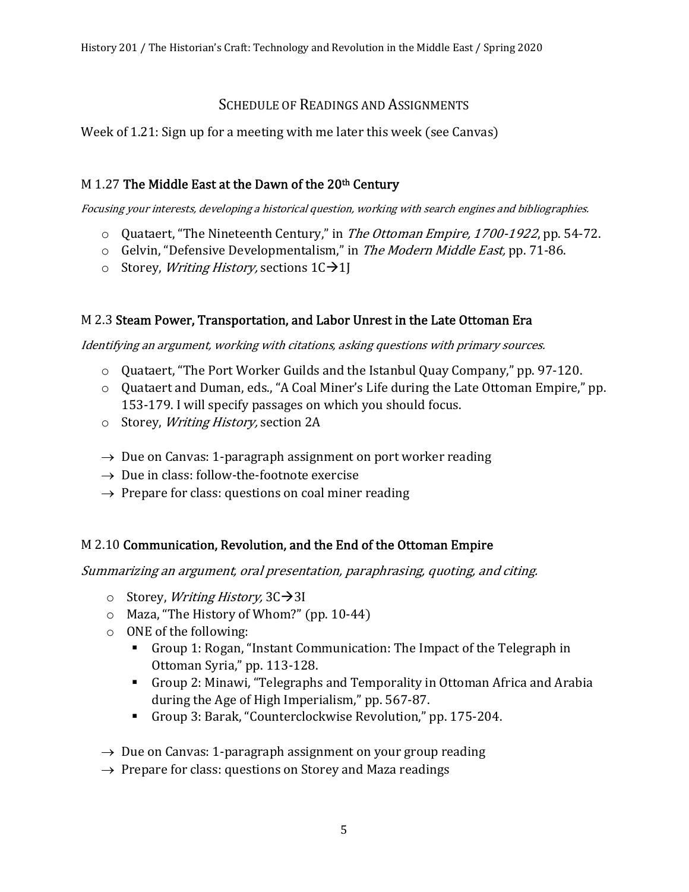## Schedule of Readings and Assignments

Week of 1.21: Sign up for a meeting with me later this week (see Canvas)

### M 1.27 The Middle East at the Dawn of the 20th Century

*Focusing your interests, developing a historical question, working with search engines and bibliographies.*

- Quataert, "The Nineteenth Century," in *The Ottoman Empire, 1700-1922*, pp. 54-72.
- Gelvin, "Defensive Developmentalism," in *The Modern Middle East,* pp. 71-86.
- Storey, *Writing History,* sections 1C→1J

### M 2.3 Steam Power, Transportation, and Labor Unrest in the Late Ottoman Era

*Identifying an argument, working with citations, asking questions with primary sources.*

- Quataert, "The Port Worker Guilds and the Istanbul Quay Company," pp. 97-120.
- Quataert and Duman, eds., "A Coal Miner's Life during the Late Ottoman Empire," pp. 153-179. I will specify passages on which you should focus.
- Storey, *Writing History,* section 2A

→ Due on Canvas: 1-paragraph assignment on port worker reading
→ Due in class: follow-the-footnote exercise
→ Prepare for class: questions on coal miner reading

### M 2.10 Communication, Revolution, and the End of the Ottoman Empire

*Summarizing an argument, oral presentation, paraphrasing, quoting, and citing.*

- Storey, *Writing History,* 3C→3I
- Maza, "The History of Whom?" (pp. 10-44)
- ONE of the following:
  - Group 1: Rogan, "Instant Communication: The Impact of the Telegraph in Ottoman Syria," pp. 113-128.
  - Group 2: Minawi, "Telegraphs and Temporality in Ottoman Africa and Arabia during the Age of High Imperialism," pp. 567-87.
  - Group 3: Barak, "Counterclockwise Revolution," pp. 175-204.

→ Due on Canvas: 1-paragraph assignment on your group reading
→ Prepare for class: questions on Storey and Maza readings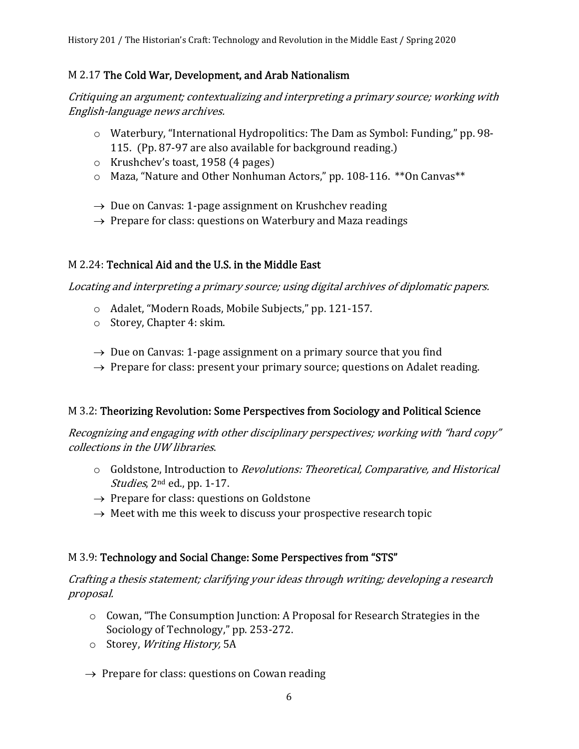## M 2.17 The Cold War, Development, and Arab Nationalism

*Critiquing an argument; contextualizing and interpreting a primary source; working with English-language news archives.*

- Waterbury, "International Hydropolitics: The Dam as Symbol: Funding," pp. 98-115. (Pp. 87-97 are also available for background reading.)
- Krushchev's toast, 1958 (4 pages)
- Maza, "Nature and Other Nonhuman Actors," pp. 108-116. **On Canvas**

→ Due on Canvas: 1-page assignment on Krushchev reading
→ Prepare for class: questions on Waterbury and Maza readings

## M 2.24: Technical Aid and the U.S. in the Middle East

*Locating and interpreting a primary source; using digital archives of diplomatic papers.*

- Adalet, "Modern Roads, Mobile Subjects," pp. 121-157.
- Storey, Chapter 4: skim.

→ Due on Canvas: 1-page assignment on a primary source that you find
→ Prepare for class: present your primary source; questions on Adalet reading.

## M 3.2: Theorizing Revolution: Some Perspectives from Sociology and Political Science

*Recognizing and engaging with other disciplinary perspectives; working with "hard copy" collections in the UW libraries.*

- Goldstone, Introduction to *Revolutions: Theoretical, Comparative, and Historical Studies*, 2nd ed., pp. 1-17.

→ Prepare for class: questions on Goldstone
→ Meet with me this week to discuss your prospective research topic

## M 3.9: Technology and Social Change: Some Perspectives from "STS"

*Crafting a thesis statement; clarifying your ideas through writing; developing a research proposal.*

- Cowan, "The Consumption Junction: A Proposal for Research Strategies in the Sociology of Technology," pp. 253-272.
- Storey, *Writing History,* 5A

→ Prepare for class: questions on Cowan reading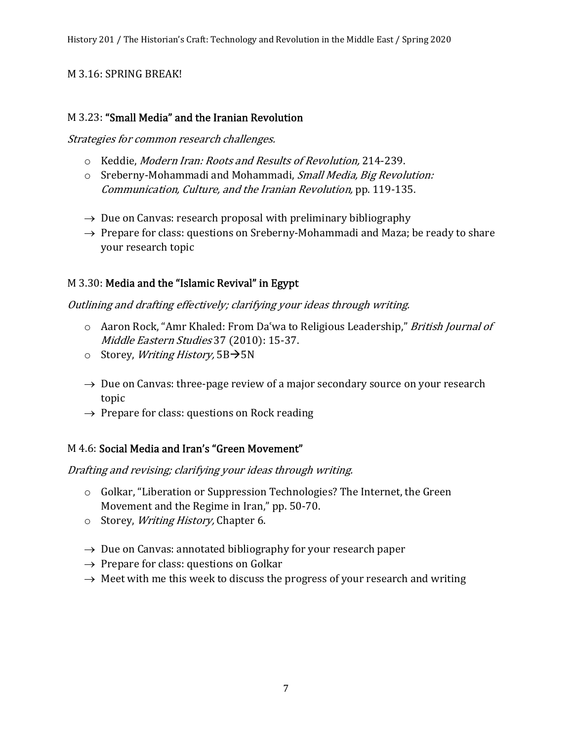M 3.16: SPRING BREAK!

## M 3.23: **"Small Media" and the Iranian Revolution**

*Strategies for common research challenges.*

- Keddie, *Modern Iran: Roots and Results of Revolution,* 214-239.
- Sreberny-Mohammadi and Mohammadi, *Small Media, Big Revolution: Communication, Culture, and the Iranian Revolution,* pp. 119-135.

→ Due on Canvas: research proposal with preliminary bibliography
→ Prepare for class: questions on Sreberny-Mohammadi and Maza; be ready to share your research topic

## M 3.30: **Media and the "Islamic Revival" in Egypt**

*Outlining and drafting effectively; clarifying your ideas through writing.*

- Aaron Rock, "Amr Khaled: From Daʿwa to Religious Leadership," *British Journal of Middle Eastern Studies* 37 (2010): 15-37.
- Storey, *Writing History,* 5B→5N

→ Due on Canvas: three-page review of a major secondary source on your research topic
→ Prepare for class: questions on Rock reading

## M 4.6: **Social Media and Iran's "Green Movement"**

*Drafting and revising; clarifying your ideas through writing.*

- Golkar, "Liberation or Suppression Technologies? The Internet, the Green Movement and the Regime in Iran," pp. 50-70.
- Storey, *Writing History,* Chapter 6.

→ Due on Canvas: annotated bibliography for your research paper
→ Prepare for class: questions on Golkar
→ Meet with me this week to discuss the progress of your research and writing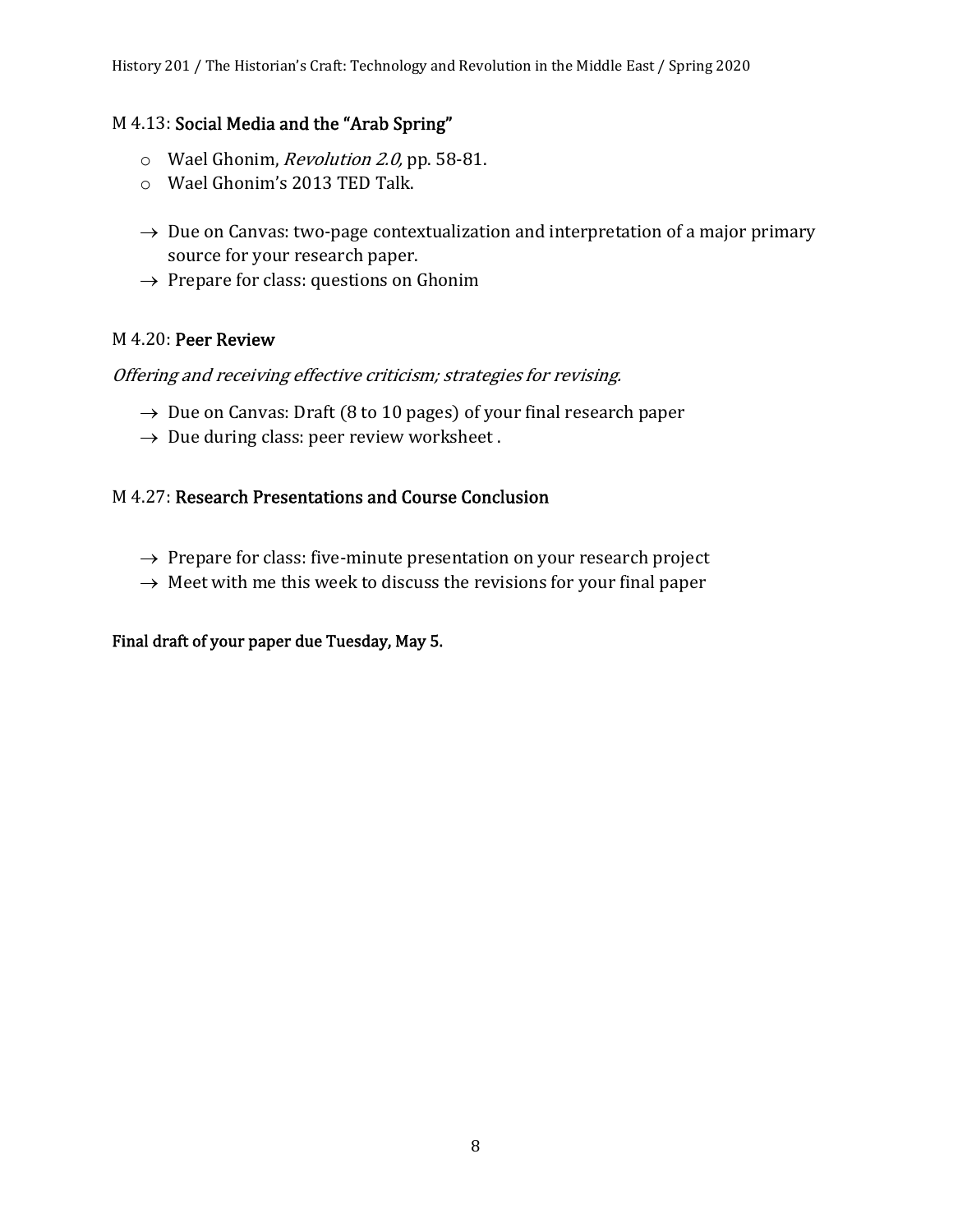M 4.13: **Social Media and the "Arab Spring"**

- Wael Ghonim, *Revolution 2.0,* pp. 58-81.
- Wael Ghonim's 2013 TED Talk.

- → Due on Canvas: two-page contextualization and interpretation of a major primary source for your research paper.
- → Prepare for class: questions on Ghonim

M 4.20: **Peer Review**

*Offering and receiving effective criticism; strategies for revising.*

- → Due on Canvas: Draft (8 to 10 pages) of your final research paper
- → Due during class: peer review worksheet .

M 4.27: **Research Presentations and Course Conclusion**

- → Prepare for class: five-minute presentation on your research project
- → Meet with me this week to discuss the revisions for your final paper

**Final draft of your paper due Tuesday, May 5.**